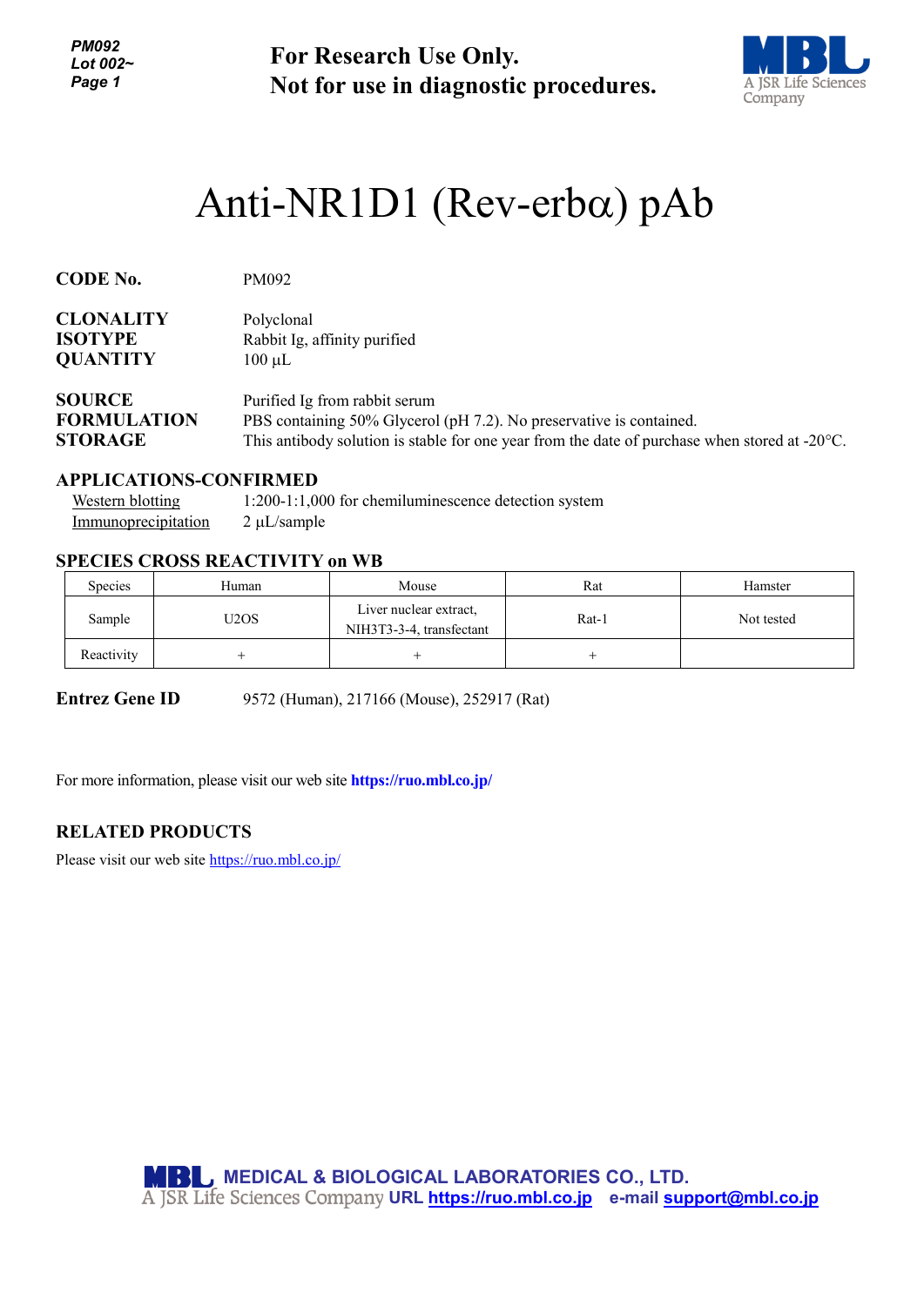For Research Use Only.
Not for use in diagnostic procedures.

# Anti-NR1D1 (Rev-erbα) pAb

**CODE No.** PM092

**CLONALITY** Polyclonal
**ISOTYPE** Rabbit Ig, affinity purified
**QUANTITY** 100 μL

**SOURCE** Purified Ig from rabbit serum
**FORMULATION** PBS containing 50% Glycerol (pH 7.2). No preservative is contained.
**STORAGE** This antibody solution is stable for one year from the date of purchase when stored at -20°C.

## APPLICATIONS-CONFIRMED

Western blotting 1:200-1:1,000 for chemiluminescence detection system
Immunoprecipitation 2 μL/sample

## SPECIES CROSS REACTIVITY on WB

| Species | Human | Mouse | Rat | Hamster |
|---|---|---|---|---|
| Sample | U2OS | Liver nuclear extract, NIH3T3-3-4, transfectant | Rat-1 | Not tested |
| Reactivity | + | + | + | |

**Entrez Gene ID** 9572 (Human), 217166 (Mouse), 252917 (Rat)

For more information, please visit our web site **https://ruo.mbl.co.jp/**

## RELATED PRODUCTS

Please visit our web site https://ruo.mbl.co.jp/

MEDICAL & BIOLOGICAL LABORATORIES CO., LTD.
A JSR Life Sciences Company URL https://ruo.mbl.co.jp e-mail support@mbl.co.jp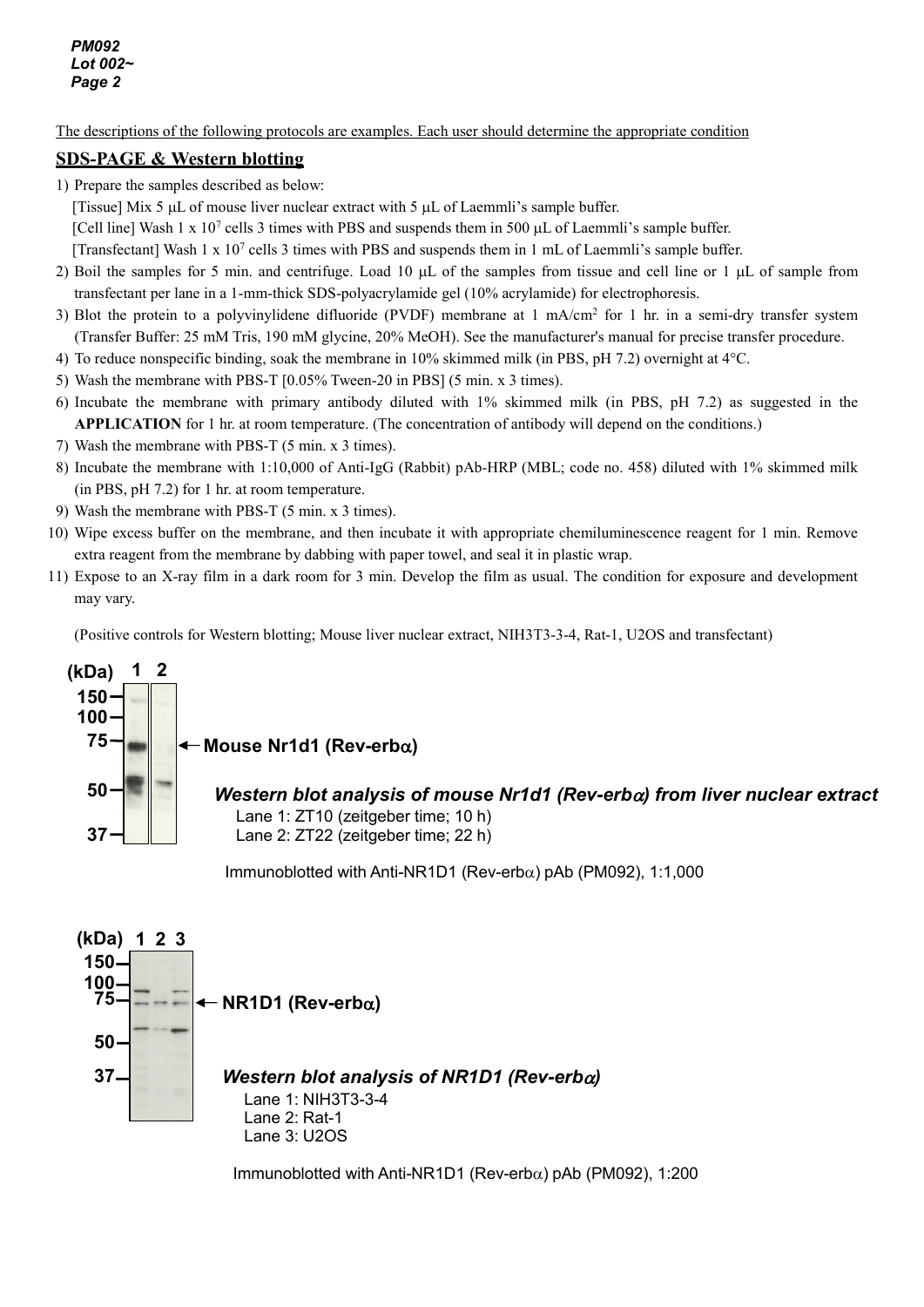The descriptions of the following protocols are examples. Each user should determine the appropriate condition

## SDS-PAGE & Western blotting

1) Prepare the samples described as below:
   [Tissue] Mix 5 μL of mouse liver nuclear extract with 5 μL of Laemmli's sample buffer.
   [Cell line] Wash 1 x $10^7$ cells 3 times with PBS and suspends them in 500 μL of Laemmli's sample buffer.
   [Transfectant] Wash 1 x $10^7$ cells 3 times with PBS and suspends them in 1 mL of Laemmli's sample buffer.
2) Boil the samples for 5 min. and centrifuge. Load 10 μL of the samples from tissue and cell line or 1 μL of sample from transfectant per lane in a 1-mm-thick SDS-polyacrylamide gel (10% acrylamide) for electrophoresis.
3) Blot the protein to a polyvinylidene difluoride (PVDF) membrane at 1 mA/$cm^2$ for 1 hr. in a semi-dry transfer system (Transfer Buffer: 25 mM Tris, 190 mM glycine, 20% MeOH). See the manufacturer's manual for precise transfer procedure.
4) To reduce nonspecific binding, soak the membrane in 10% skimmed milk (in PBS, pH 7.2) overnight at 4°C.
5) Wash the membrane with PBS-T [0.05% Tween-20 in PBS] (5 min. x 3 times).
6) Incubate the membrane with primary antibody diluted with 1% skimmed milk (in PBS, pH 7.2) as suggested in the **APPLICATION** for 1 hr. at room temperature. (The concentration of antibody will depend on the conditions.)
7) Wash the membrane with PBS-T (5 min. x 3 times).
8) Incubate the membrane with 1:10,000 of Anti-IgG (Rabbit) pAb-HRP (MBL; code no. 458) diluted with 1% skimmed milk (in PBS, pH 7.2) for 1 hr. at room temperature.
9) Wash the membrane with PBS-T (5 min. x 3 times).
10) Wipe excess buffer on the membrane, and then incubate it with appropriate chemiluminescence reagent for 1 min. Remove extra reagent from the membrane by dabbing with paper towel, and seal it in plastic wrap.
11) Expose to an X-ray film in a dark room for 3 min. Develop the film as usual. The condition for exposure and development may vary.

(Positive controls for Western blotting; Mouse liver nuclear extract, NIH3T3-3-4, Rat-1, U2OS and transfectant)

(kDa) 1 2
150
100
75 ← **Mouse Nr1d1 (Rev-erbα)**
50
37

***Western blot analysis of mouse Nr1d1 (Rev-erbα) from liver nuclear extract***
Lane 1: ZT10 (zeitgeber time; 10 h)
Lane 2: ZT22 (zeitgeber time; 22 h)

Immunoblotted with Anti-NR1D1 (Rev-erbα) pAb (PM092), 1:1,000

(kDa) 1 2 3
150
100
75 ← **NR1D1 (Rev-erbα)**
50
37

***Western blot analysis of NR1D1 (Rev-erbα)***
Lane 1: NIH3T3-3-4
Lane 2: Rat-1
Lane 3: U2OS

Immunoblotted with Anti-NR1D1 (Rev-erbα) pAb (PM092), 1:200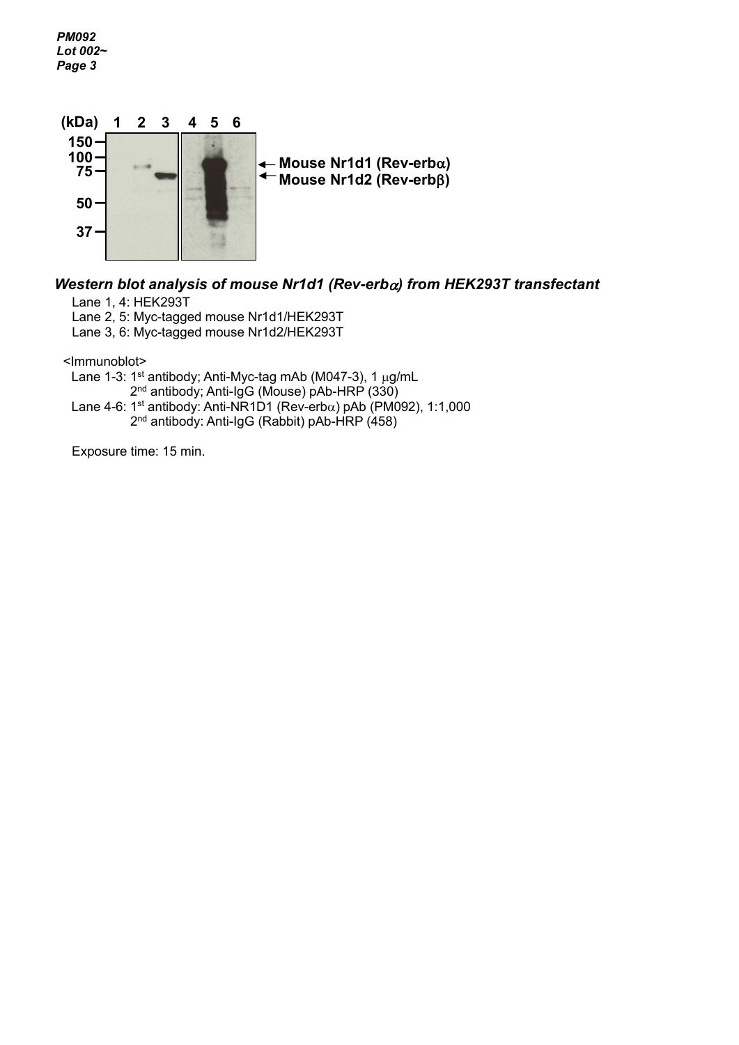### *Western blot analysis of mouse Nr1d1 (Rev-erbα) from HEK293T transfectant*

Lane 1, 4: HEK293T
Lane 2, 5: Myc-tagged mouse Nr1d1/HEK293T
Lane 3, 6: Myc-tagged mouse Nr1d2/HEK293T

<Immunoblot>
Lane 1-3: 1st antibody; Anti-Myc-tag mAb (M047-3), 1 μg/mL
2nd antibody; Anti-IgG (Mouse) pAb-HRP (330)
Lane 4-6: 1st antibody: Anti-NR1D1 (Rev-erbα) pAb (PM092), 1:1,000
2nd antibody: Anti-IgG (Rabbit) pAb-HRP (458)

Exposure time: 15 min.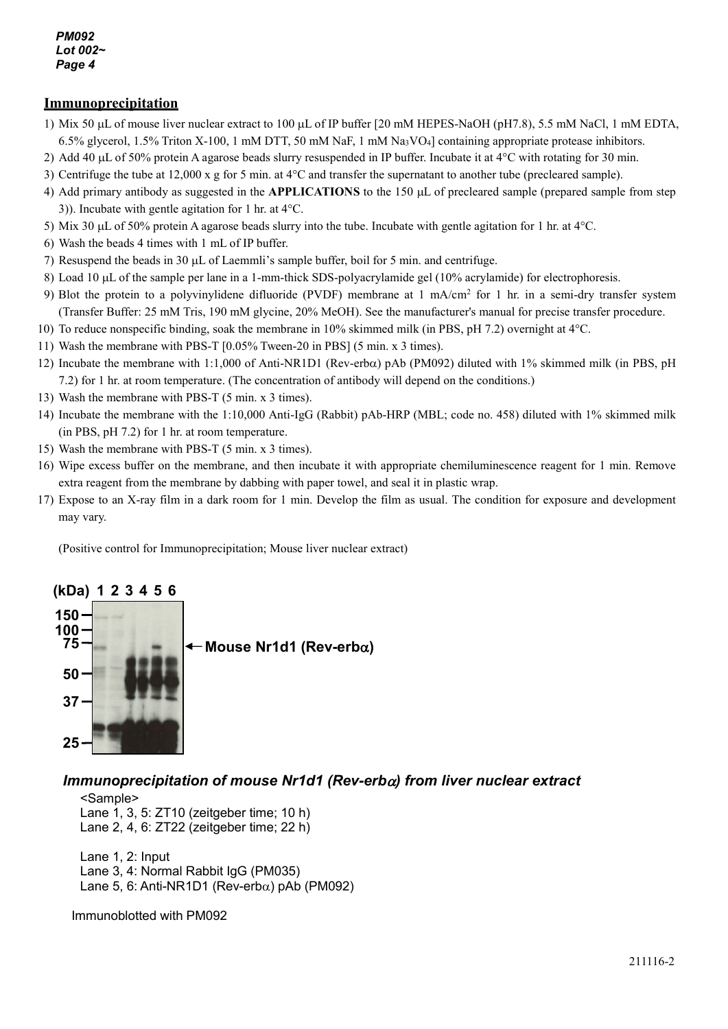## Immunoprecipitation

1) Mix 50 μL of mouse liver nuclear extract to 100 μL of IP buffer [20 mM HEPES-NaOH (pH7.8), 5.5 mM NaCl, 1 mM EDTA, 6.5% glycerol, 1.5% Triton X-100, 1 mM DTT, 50 mM NaF, 1 mM $Na_3VO_4$] containing appropriate protease inhibitors.
2) Add 40 μL of 50% protein A agarose beads slurry resuspended in IP buffer. Incubate it at 4°C with rotating for 30 min.
3) Centrifuge the tube at 12,000 x g for 5 min. at 4°C and transfer the supernatant to another tube (precleared sample).
4) Add primary antibody as suggested in the **APPLICATIONS** to the 150 μL of precleared sample (prepared sample from step 3)). Incubate with gentle agitation for 1 hr. at 4°C.
5) Mix 30 μL of 50% protein A agarose beads slurry into the tube. Incubate with gentle agitation for 1 hr. at 4°C.
6) Wash the beads 4 times with 1 mL of IP buffer.
7) Resuspend the beads in 30 μL of Laemmli's sample buffer, boil for 5 min. and centrifuge.
8) Load 10 μL of the sample per lane in a 1-mm-thick SDS-polyacrylamide gel (10% acrylamide) for electrophoresis.
9) Blot the protein to a polyvinylidene difluoride (PVDF) membrane at 1 mA/$cm^2$ for 1 hr. in a semi-dry transfer system (Transfer Buffer: 25 mM Tris, 190 mM glycine, 20% MeOH). See the manufacturer's manual for precise transfer procedure.
10) To reduce nonspecific binding, soak the membrane in 10% skimmed milk (in PBS, pH 7.2) overnight at 4°C.
11) Wash the membrane with PBS-T [0.05% Tween-20 in PBS] (5 min. x 3 times).
12) Incubate the membrane with 1:1,000 of Anti-NR1D1 (Rev-erbα) pAb (PM092) diluted with 1% skimmed milk (in PBS, pH 7.2) for 1 hr. at room temperature. (The concentration of antibody will depend on the conditions.)
13) Wash the membrane with PBS-T (5 min. x 3 times).
14) Incubate the membrane with the 1:10,000 Anti-IgG (Rabbit) pAb-HRP (MBL; code no. 458) diluted with 1% skimmed milk (in PBS, pH 7.2) for 1 hr. at room temperature.
15) Wash the membrane with PBS-T (5 min. x 3 times).
16) Wipe excess buffer on the membrane, and then incubate it with appropriate chemiluminescence reagent for 1 min. Remove extra reagent from the membrane by dabbing with paper towel, and seal it in plastic wrap.
17) Expose to an X-ray film in a dark room for 1 min. Develop the film as usual. The condition for exposure and development may vary.

(Positive control for Immunoprecipitation; Mouse liver nuclear extract)

(kDa) 1 2 3 4 5 6
150
100
75
50
37
25
← Mouse Nr1d1 (Rev-erbα)

***Immunoprecipitation of mouse Nr1d1 (Rev-erbα) from liver nuclear extract***

<Sample>
Lane 1, 3, 5: ZT10 (zeitgeber time; 10 h)
Lane 2, 4, 6: ZT22 (zeitgeber time; 22 h)

Lane 1, 2: Input
Lane 3, 4: Normal Rabbit IgG (PM035)
Lane 5, 6: Anti-NR1D1 (Rev-erbα) pAb (PM092)

Immunoblotted with PM092